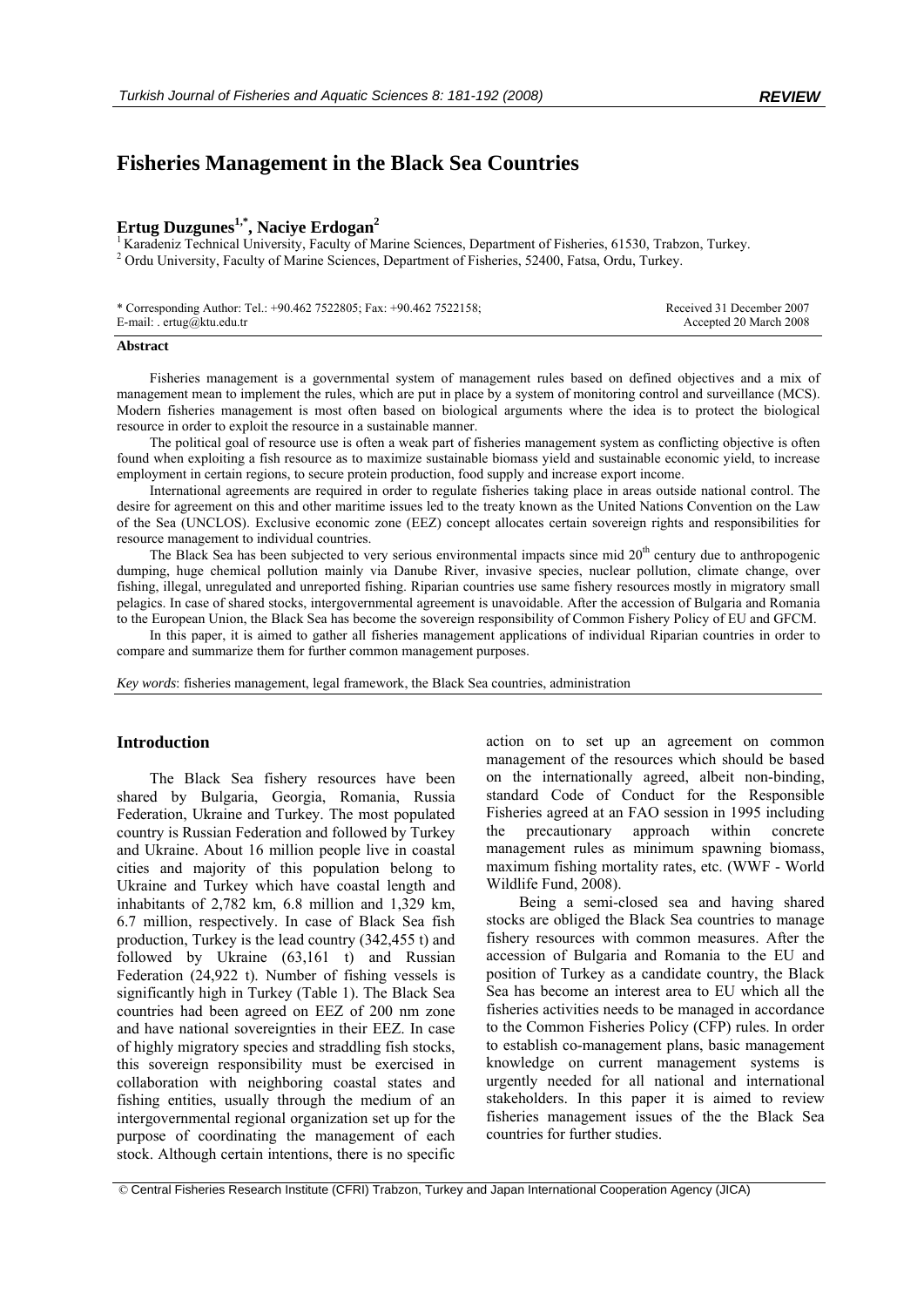# Fisheries Management in the Black Sea Countries

## Ertug Duzgunes[1,*], Naciye Erdogan[2]

[1] Karadeniz Technical University, Faculty of Marine Sciences, Department of Fisheries, 61530, Trabzon, Turkey.
[2] Ordu University, Faculty of Marine Sciences, Department of Fisheries, 52400, Fatsa, Ordu, Turkey.

\* Corresponding Author: Tel.: +90.462 7522805; Fax: +90.462 7522158;
E-mail: . ertug@ktu.edu.tr

Received 31 December 2007
Accepted 20 March 2008

### Abstract

Fisheries management is a governmental system of management rules based on defined objectives and a mix of management mean to implement the rules, which are put in place by a system of monitoring control and surveillance (MCS). Modern fisheries management is most often based on biological arguments where the idea is to protect the biological resource in order to exploit the resource in a sustainable manner.

The political goal of resource use is often a weak part of fisheries management system as conflicting objective is often found when exploiting a fish resource as to maximize sustainable biomass yield and sustainable economic yield, to increase employment in certain regions, to secure protein production, food supply and increase export income.

International agreements are required in order to regulate fisheries taking place in areas outside national control. The desire for agreement on this and other maritime issues led to the treaty known as the United Nations Convention on the Law of the Sea (UNCLOS). Exclusive economic zone (EEZ) concept allocates certain sovereign rights and responsibilities for resource management to individual countries.

The Black Sea has been subjected to very serious environmental impacts since mid 20[th] century due to anthropogenic dumping, huge chemical pollution mainly via Danube River, invasive species, nuclear pollution, climate change, over fishing, illegal, unregulated and unreported fishing. Riparian countries use same fishery resources mostly in migratory small pelagics. In case of shared stocks, intergovernmental agreement is unavoidable. After the accession of Bulgaria and Romania to the European Union, the Black Sea has become the sovereign responsibility of Common Fishery Policy of EU and GFCM.

In this paper, it is aimed to gather all fisheries management applications of individual Riparian countries in order to compare and summarize them for further common management purposes.

*Key words*: fisheries management, legal framework, the Black Sea countries, administration

## Introduction

The Black Sea fishery resources have been shared by Bulgaria, Georgia, Romania, Russia Federation, Ukraine and Turkey. The most populated country is Russian Federation and followed by Turkey and Ukraine. About 16 million people live in coastal cities and majority of this population belong to Ukraine and Turkey which have coastal length and inhabitants of 2,782 km, 6.8 million and 1,329 km, 6.7 million, respectively. In case of Black Sea fish production, Turkey is the lead country (342,455 t) and followed by Ukraine (63,161 t) and Russian Federation (24,922 t). Number of fishing vessels is significantly high in Turkey (Table 1). The Black Sea countries had been agreed on EEZ of 200 nm zone and have national sovereignties in their EEZ. In case of highly migratory species and straddling fish stocks, this sovereign responsibility must be exercised in collaboration with neighboring coastal states and fishing entities, usually through the medium of an intergovernmental regional organization set up for the purpose of coordinating the management of each stock. Although certain intentions, there is no specific action on to set up an agreement on common management of the resources which should be based on the internationally agreed, albeit non-binding, standard Code of Conduct for the Responsible Fisheries agreed at an FAO session in 1995 including the precautionary approach within concrete management rules as minimum spawning biomass, maximum fishing mortality rates, etc. (WWF - World Wildlife Fund, 2008).

Being a semi-closed sea and having shared stocks are obliged the Black Sea countries to manage fishery resources with common measures. After the accession of Bulgaria and Romania to the EU and position of Turkey as a candidate country, the Black Sea has become an interest area to EU which all the fisheries activities needs to be managed in accordance to the Common Fisheries Policy (CFP) rules. In order to establish co-management plans, basic management knowledge on current management systems is urgently needed for all national and international stakeholders. In this paper it is aimed to review fisheries management issues of the the Black Sea countries for further studies.

© Central Fisheries Research Institute (CFRI) Trabzon, Turkey and Japan International Cooperation Agency (JICA)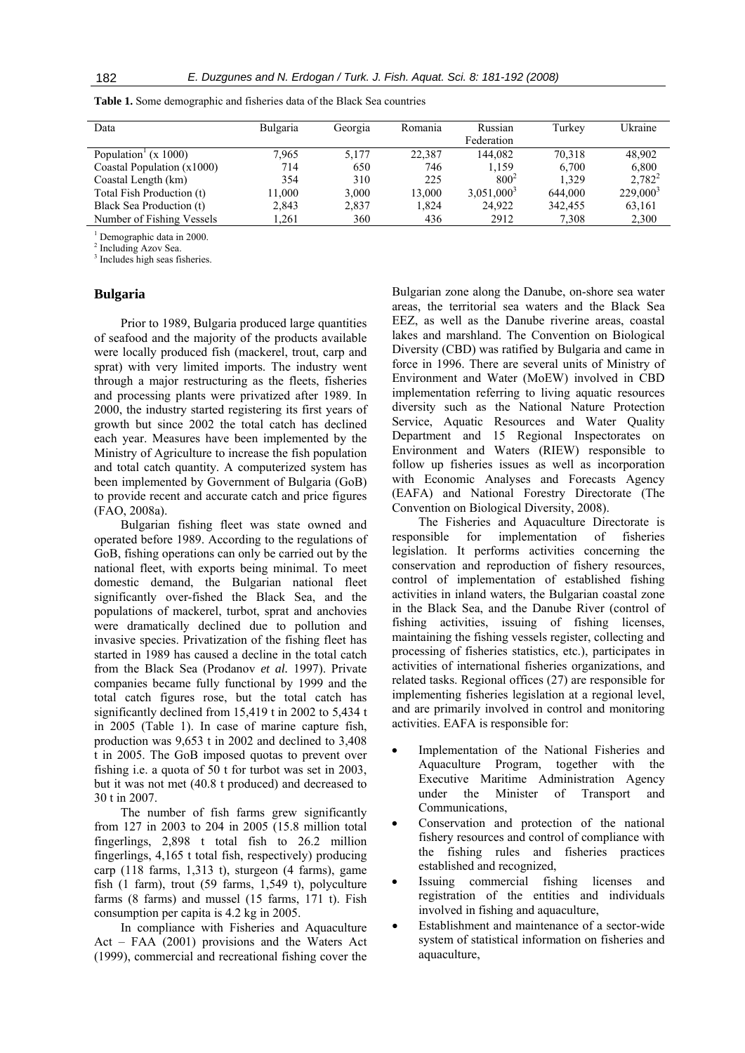**Table 1.** Some demographic and fisheries data of the Black Sea countries

| Data | Bulgaria | Georgia | Romania | Russian Federation | Turkey | Ukraine |
|---|---|---|---|---|---|---|
| Population[1] (x 1000) | 7,965 | 5,177 | 22,387 | 144,082 | 70,318 | 48,902 |
| Coastal Population (x1000) | 714 | 650 | 746 | 1,159 | 6,700 | 6,800 |
| Coastal Length (km) | 354 | 310 | 225 | 800[2] | 1,329 | 2,782[2] |
| Total Fish Production (t) | 11,000 | 3,000 | 13,000 | 3,051,000[3] | 644,000 | 229,000[3] |
| Black Sea Production (t) | 2,843 | 2,837 | 1,824 | 24,922 | 342,455 | 63,161 |
| Number of Fishing Vessels | 1,261 | 360 | 436 | 2912 | 7,308 | 2,300 |

[1] Demographic data in 2000.
[2] Including Azov Sea.
[3] Includes high seas fisheries.

## Bulgaria

Prior to 1989, Bulgaria produced large quantities of seafood and the majority of the products available were locally produced fish (mackerel, trout, carp and sprat) with very limited imports. The industry went through a major restructuring as the fleets, fisheries and processing plants were privatized after 1989. In 2000, the industry started registering its first years of growth but since 2002 the total catch has declined each year. Measures have been implemented by the Ministry of Agriculture to increase the fish population and total catch quantity. A computerized system has been implemented by Government of Bulgaria (GoB) to provide recent and accurate catch and price figures (FAO, 2008a).

Bulgarian fishing fleet was state owned and operated before 1989. According to the regulations of GoB, fishing operations can only be carried out by the national fleet, with exports being minimal. To meet domestic demand, the Bulgarian national fleet significantly over-fished the Black Sea, and the populations of mackerel, turbot, sprat and anchovies were dramatically declined due to pollution and invasive species. Privatization of the fishing fleet has started in 1989 has caused a decline in the total catch from the Black Sea (Prodanov *et al.* 1997). Private companies became fully functional by 1999 and the total catch figures rose, but the total catch has significantly declined from 15,419 t in 2002 to 5,434 t in 2005 (Table 1). In case of marine capture fish, production was 9,653 t in 2002 and declined to 3,408 t in 2005. The GoB imposed quotas to prevent over fishing i.e. a quota of 50 t for turbot was set in 2003, but it was not met (40.8 t produced) and decreased to 30 t in 2007.

The number of fish farms grew significantly from 127 in 2003 to 204 in 2005 (15.8 million total fingerlings, 2,898 t total fish to 26.2 million fingerlings, 4,165 t total fish, respectively) producing carp (118 farms, 1,313 t), sturgeon (4 farms), game fish (1 farm), trout (59 farms, 1,549 t), polyculture farms (8 farms) and mussel (15 farms, 171 t). Fish consumption per capita is 4.2 kg in 2005.

In compliance with Fisheries and Aquaculture Act – FAA (2001) provisions and the Waters Act (1999), commercial and recreational fishing cover the Bulgarian zone along the Danube, on-shore sea water areas, the territorial sea waters and the Black Sea EEZ, as well as the Danube riverine areas, coastal lakes and marshland. The Convention on Biological Diversity (CBD) was ratified by Bulgaria and came in force in 1996. There are several units of Ministry of Environment and Water (MoEW) involved in CBD implementation referring to living aquatic resources diversity such as the National Nature Protection Service, Aquatic Resources and Water Quality Department and 15 Regional Inspectorates on Environment and Waters (RIEW) responsible to follow up fisheries issues as well as incorporation with Economic Analyses and Forecasts Agency (EAFA) and National Forestry Directorate (The Convention on Biological Diversity, 2008).

The Fisheries and Aquaculture Directorate is responsible for implementation of fisheries legislation. It performs activities concerning the conservation and reproduction of fishery resources, control of implementation of established fishing activities in inland waters, the Bulgarian coastal zone in the Black Sea, and the Danube River (control of fishing activities, issuing of fishing licenses, maintaining the fishing vessels register, collecting and processing of fisheries statistics, etc.), participates in activities of international fisheries organizations, and related tasks. Regional offices (27) are responsible for implementing fisheries legislation at a regional level, and are primarily involved in control and monitoring activities. EAFA is responsible for:

- Implementation of the National Fisheries and Aquaculture Program, together with the Executive Maritime Administration Agency under the Minister of Transport and Communications,
- Conservation and protection of the national fishery resources and control of compliance with the fishing rules and fisheries practices established and recognized,
- Issuing commercial fishing licenses and registration of the entities and individuals involved in fishing and aquaculture,
- Establishment and maintenance of a sector-wide system of statistical information on fisheries and aquaculture,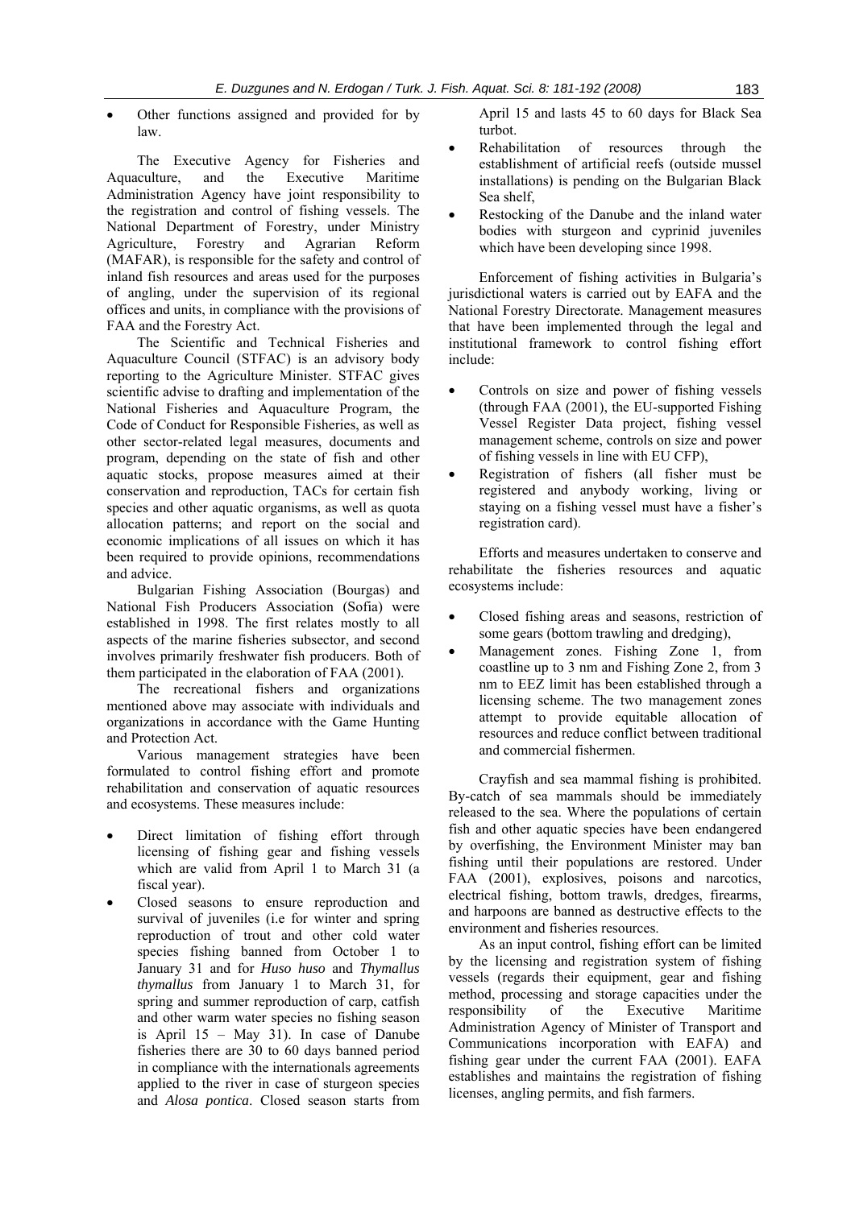- Other functions assigned and provided for by law.

The Executive Agency for Fisheries and Aquaculture, and the Executive Maritime Administration Agency have joint responsibility to the registration and control of fishing vessels. The National Department of Forestry, under Ministry Agriculture, Forestry and Agrarian Reform (MAFAR), is responsible for the safety and control of inland fish resources and areas used for the purposes of angling, under the supervision of its regional offices and units, in compliance with the provisions of FAA and the Forestry Act.

The Scientific and Technical Fisheries and Aquaculture Council (STFAC) is an advisory body reporting to the Agriculture Minister. STFAC gives scientific advise to drafting and implementation of the National Fisheries and Aquaculture Program, the Code of Conduct for Responsible Fisheries, as well as other sector-related legal measures, documents and program, depending on the state of fish and other aquatic stocks, propose measures aimed at their conservation and reproduction, TACs for certain fish species and other aquatic organisms, as well as quota allocation patterns; and report on the social and economic implications of all issues on which it has been required to provide opinions, recommendations and advice.

Bulgarian Fishing Association (Bourgas) and National Fish Producers Association (Sofia) were established in 1998. The first relates mostly to all aspects of the marine fisheries subsector, and second involves primarily freshwater fish producers. Both of them participated in the elaboration of FAA (2001).

The recreational fishers and organizations mentioned above may associate with individuals and organizations in accordance with the Game Hunting and Protection Act.

Various management strategies have been formulated to control fishing effort and promote rehabilitation and conservation of aquatic resources and ecosystems. These measures include:

- Direct limitation of fishing effort through licensing of fishing gear and fishing vessels which are valid from April 1 to March 31 (a fiscal year).
- Closed seasons to ensure reproduction and survival of juveniles (i.e for winter and spring reproduction of trout and other cold water species fishing banned from October 1 to January 31 and for *Huso huso* and *Thymallus thymallus* from January 1 to March 31, for spring and summer reproduction of carp, catfish and other warm water species no fishing season is April 15 – May 31). In case of Danube fisheries there are 30 to 60 days banned period in compliance with the internationals agreements applied to the river in case of sturgeon species and *Alosa pontica*. Closed season starts from April 15 and lasts 45 to 60 days for Black Sea turbot.
- Rehabilitation of resources through the establishment of artificial reefs (outside mussel installations) is pending on the Bulgarian Black Sea shelf,
- Restocking of the Danube and the inland water bodies with sturgeon and cyprinid juveniles which have been developing since 1998.

Enforcement of fishing activities in Bulgaria's jurisdictional waters is carried out by EAFA and the National Forestry Directorate. Management measures that have been implemented through the legal and institutional framework to control fishing effort include:

- Controls on size and power of fishing vessels (through FAA (2001), the EU-supported Fishing Vessel Register Data project, fishing vessel management scheme, controls on size and power of fishing vessels in line with EU CFP),
- Registration of fishers (all fisher must be registered and anybody working, living or staying on a fishing vessel must have a fisher's registration card).

Efforts and measures undertaken to conserve and rehabilitate the fisheries resources and aquatic ecosystems include:

- Closed fishing areas and seasons, restriction of some gears (bottom trawling and dredging),
- Management zones. Fishing Zone 1, from coastline up to 3 nm and Fishing Zone 2, from 3 nm to EEZ limit has been established through a licensing scheme. The two management zones attempt to provide equitable allocation of resources and reduce conflict between traditional and commercial fishermen.

Crayfish and sea mammal fishing is prohibited. By-catch of sea mammals should be immediately released to the sea. Where the populations of certain fish and other aquatic species have been endangered by overfishing, the Environment Minister may ban fishing until their populations are restored. Under FAA (2001), explosives, poisons and narcotics, electrical fishing, bottom trawls, dredges, firearms, and harpoons are banned as destructive effects to the environment and fisheries resources.

As an input control, fishing effort can be limited by the licensing and registration system of fishing vessels (regards their equipment, gear and fishing method, processing and storage capacities under the responsibility of the Executive Maritime Administration Agency of Minister of Transport and Communications incorporation with EAFA) and fishing gear under the current FAA (2001). EAFA establishes and maintains the registration of fishing licenses, angling permits, and fish farmers.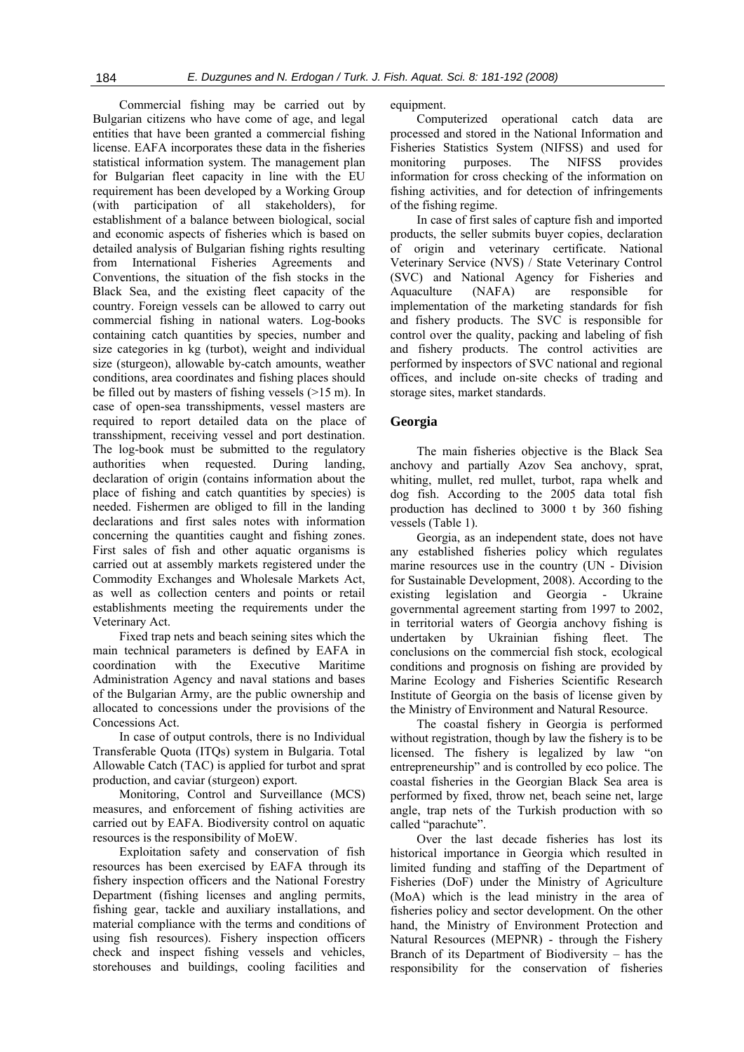Commercial fishing may be carried out by Bulgarian citizens who have come of age, and legal entities that have been granted a commercial fishing license. EAFA incorporates these data in the fisheries statistical information system. The management plan for Bulgarian fleet capacity in line with the EU requirement has been developed by a Working Group (with participation of all stakeholders), for establishment of a balance between biological, social and economic aspects of fisheries which is based on detailed analysis of Bulgarian fishing rights resulting from International Fisheries Agreements and Conventions, the situation of the fish stocks in the Black Sea, and the existing fleet capacity of the country. Foreign vessels can be allowed to carry out commercial fishing in national waters. Log-books containing catch quantities by species, number and size categories in kg (turbot), weight and individual size (sturgeon), allowable by-catch amounts, weather conditions, area coordinates and fishing places should be filled out by masters of fishing vessels (>15 m). In case of open-sea transshipments, vessel masters are required to report detailed data on the place of transshipment, receiving vessel and port destination. The log-book must be submitted to the regulatory authorities when requested. During landing, declaration of origin (contains information about the place of fishing and catch quantities by species) is needed. Fishermen are obliged to fill in the landing declarations and first sales notes with information concerning the quantities caught and fishing zones. First sales of fish and other aquatic organisms is carried out at assembly markets registered under the Commodity Exchanges and Wholesale Markets Act, as well as collection centers and points or retail establishments meeting the requirements under the Veterinary Act.

Fixed trap nets and beach seining sites which the main technical parameters is defined by EAFA in coordination with the Executive Maritime Administration Agency and naval stations and bases of the Bulgarian Army, are the public ownership and allocated to concessions under the provisions of the Concessions Act.

In case of output controls, there is no Individual Transferable Quota (ITQs) system in Bulgaria. Total Allowable Catch (TAC) is applied for turbot and sprat production, and caviar (sturgeon) export.

Monitoring, Control and Surveillance (MCS) measures, and enforcement of fishing activities are carried out by EAFA. Biodiversity control on aquatic resources is the responsibility of MoEW.

Exploitation safety and conservation of fish resources has been exercised by EAFA through its fishery inspection officers and the National Forestry Department (fishing licenses and angling permits, fishing gear, tackle and auxiliary installations, and material compliance with the terms and conditions of using fish resources). Fishery inspection officers check and inspect fishing vessels and vehicles, storehouses and buildings, cooling facilities and equipment.

Computerized operational catch data are processed and stored in the National Information and Fisheries Statistics System (NIFSS) and used for monitoring purposes. The NIFSS provides information for cross checking of the information on fishing activities, and for detection of infringements of the fishing regime.

In case of first sales of capture fish and imported products, the seller submits buyer copies, declaration of origin and veterinary certificate. National Veterinary Service (NVS) / State Veterinary Control (SVC) and National Agency for Fisheries and Aquaculture (NAFA) are responsible for implementation of the marketing standards for fish and fishery products. The SVC is responsible for control over the quality, packing and labeling of fish and fishery products. The control activities are performed by inspectors of SVC national and regional offices, and include on-site checks of trading and storage sites, market standards.

## Georgia

The main fisheries objective is the Black Sea anchovy and partially Azov Sea anchovy, sprat, whiting, mullet, red mullet, turbot, rapa whelk and dog fish. According to the 2005 data total fish production has declined to 3000 t by 360 fishing vessels (Table 1).

Georgia, as an independent state, does not have any established fisheries policy which regulates marine resources use in the country (UN - Division for Sustainable Development, 2008). According to the existing legislation and Georgia - Ukraine governmental agreement starting from 1997 to 2002, in territorial waters of Georgia anchovy fishing is undertaken by Ukrainian fishing fleet. The conclusions on the commercial fish stock, ecological conditions and prognosis on fishing are provided by Marine Ecology and Fisheries Scientific Research Institute of Georgia on the basis of license given by the Ministry of Environment and Natural Resource.

The coastal fishery in Georgia is performed without registration, though by law the fishery is to be licensed. The fishery is legalized by law "on entrepreneurship" and is controlled by eco police. The coastal fisheries in the Georgian Black Sea area is performed by fixed, throw net, beach seine net, large angle, trap nets of the Turkish production with so called "parachute".

Over the last decade fisheries has lost its historical importance in Georgia which resulted in limited funding and staffing of the Department of Fisheries (DoF) under the Ministry of Agriculture (MoA) which is the lead ministry in the area of fisheries policy and sector development. On the other hand, the Ministry of Environment Protection and Natural Resources (MEPNR) - through the Fishery Branch of its Department of Biodiversity – has the responsibility for the conservation of fisheries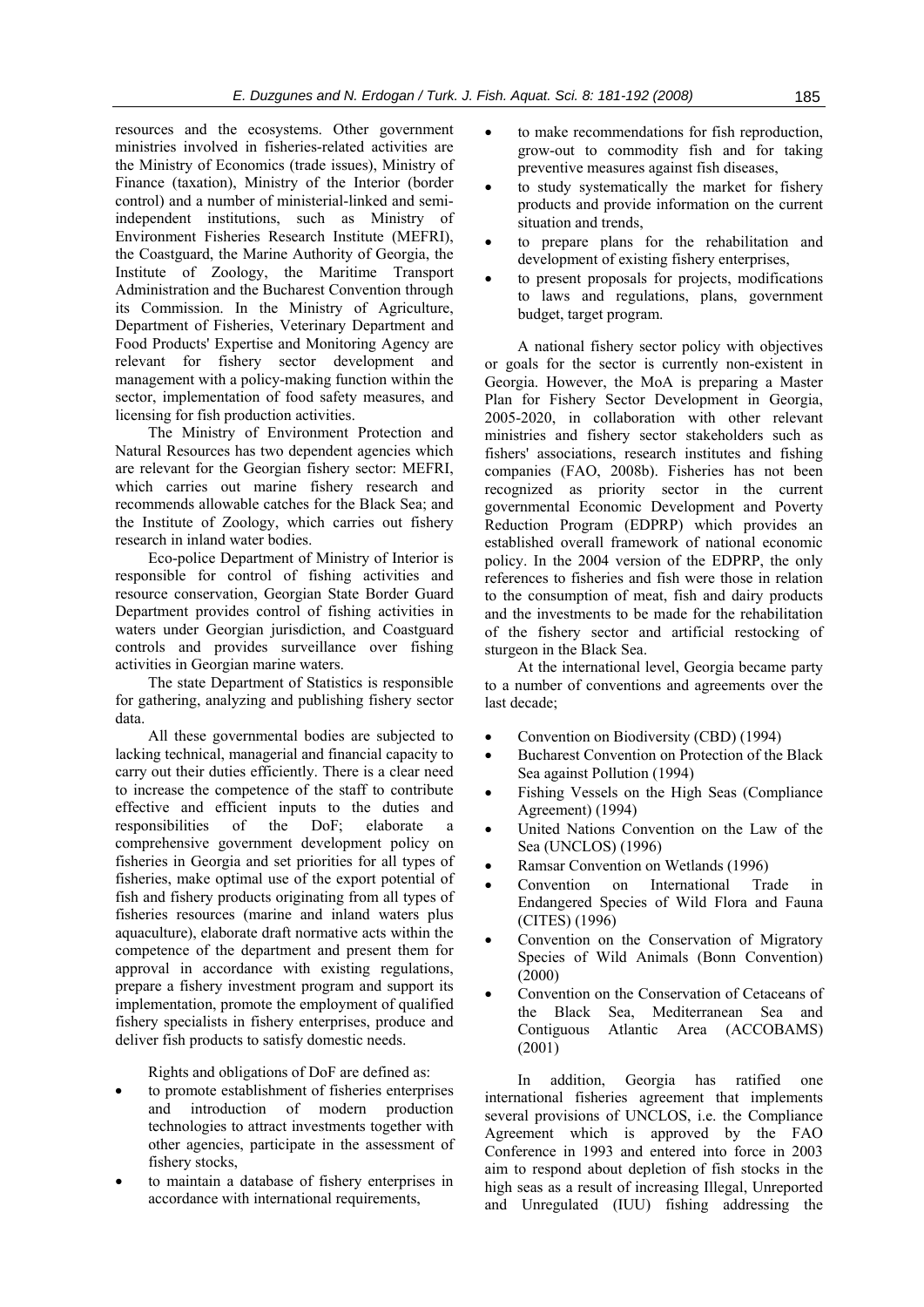resources and the ecosystems. Other government ministries involved in fisheries-related activities are the Ministry of Economics (trade issues), Ministry of Finance (taxation), Ministry of the Interior (border control) and a number of ministerial-linked and semi-independent institutions, such as Ministry of Environment Fisheries Research Institute (MEFRI), the Coastguard, the Marine Authority of Georgia, the Institute of Zoology, the Maritime Transport Administration and the Bucharest Convention through its Commission. In the Ministry of Agriculture, Department of Fisheries, Veterinary Department and Food Products' Expertise and Monitoring Agency are relevant for fishery sector development and management with a policy-making function within the sector, implementation of food safety measures, and licensing for fish production activities.

The Ministry of Environment Protection and Natural Resources has two dependent agencies which are relevant for the Georgian fishery sector: MEFRI, which carries out marine fishery research and recommends allowable catches for the Black Sea; and the Institute of Zoology, which carries out fishery research in inland water bodies.

Eco-police Department of Ministry of Interior is responsible for control of fishing activities and resource conservation, Georgian State Border Guard Department provides control of fishing activities in waters under Georgian jurisdiction, and Coastguard controls and provides surveillance over fishing activities in Georgian marine waters.

The state Department of Statistics is responsible for gathering, analyzing and publishing fishery sector data.

All these governmental bodies are subjected to lacking technical, managerial and financial capacity to carry out their duties efficiently. There is a clear need to increase the competence of the staff to contribute effective and efficient inputs to the duties and responsibilities of the DoF; elaborate a comprehensive government development policy on fisheries in Georgia and set priorities for all types of fisheries, make optimal use of the export potential of fish and fishery products originating from all types of fisheries resources (marine and inland waters plus aquaculture), elaborate draft normative acts within the competence of the department and present them for approval in accordance with existing regulations, prepare a fishery investment program and support its implementation, promote the employment of qualified fishery specialists in fishery enterprises, produce and deliver fish products to satisfy domestic needs.

Rights and obligations of DoF are defined as:

- to promote establishment of fisheries enterprises and introduction of modern production technologies to attract investments together with other agencies, participate in the assessment of fishery stocks,
- to maintain a database of fishery enterprises in accordance with international requirements,
- to make recommendations for fish reproduction, grow-out to commodity fish and for taking preventive measures against fish diseases,
- to study systematically the market for fishery products and provide information on the current situation and trends,
- to prepare plans for the rehabilitation and development of existing fishery enterprises,
- to present proposals for projects, modifications to laws and regulations, plans, government budget, target program.

A national fishery sector policy with objectives or goals for the sector is currently non-existent in Georgia. However, the MoA is preparing a Master Plan for Fishery Sector Development in Georgia, 2005-2020, in collaboration with other relevant ministries and fishery sector stakeholders such as fishers' associations, research institutes and fishing companies (FAO, 2008b). Fisheries has not been recognized as priority sector in the current governmental Economic Development and Poverty Reduction Program (EDPRP) which provides an established overall framework of national economic policy. In the 2004 version of the EDPRP, the only references to fisheries and fish were those in relation to the consumption of meat, fish and dairy products and the investments to be made for the rehabilitation of the fishery sector and artificial restocking of sturgeon in the Black Sea.

At the international level, Georgia became party to a number of conventions and agreements over the last decade;

- Convention on Biodiversity (CBD) (1994)
- Bucharest Convention on Protection of the Black Sea against Pollution (1994)
- Fishing Vessels on the High Seas (Compliance Agreement) (1994)
- United Nations Convention on the Law of the Sea (UNCLOS) (1996)
- Ramsar Convention on Wetlands (1996)
- Convention on International Trade in Endangered Species of Wild Flora and Fauna (CITES) (1996)
- Convention on the Conservation of Migratory Species of Wild Animals (Bonn Convention) (2000)
- Convention on the Conservation of Cetaceans of the Black Sea, Mediterranean Sea and Contiguous Atlantic Area (ACCOBAMS) (2001)

In addition, Georgia has ratified one international fisheries agreement that implements several provisions of UNCLOS, i.e. the Compliance Agreement which is approved by the FAO Conference in 1993 and entered into force in 2003 aim to respond about depletion of fish stocks in the high seas as a result of increasing Illegal, Unreported and Unregulated (IUU) fishing addressing the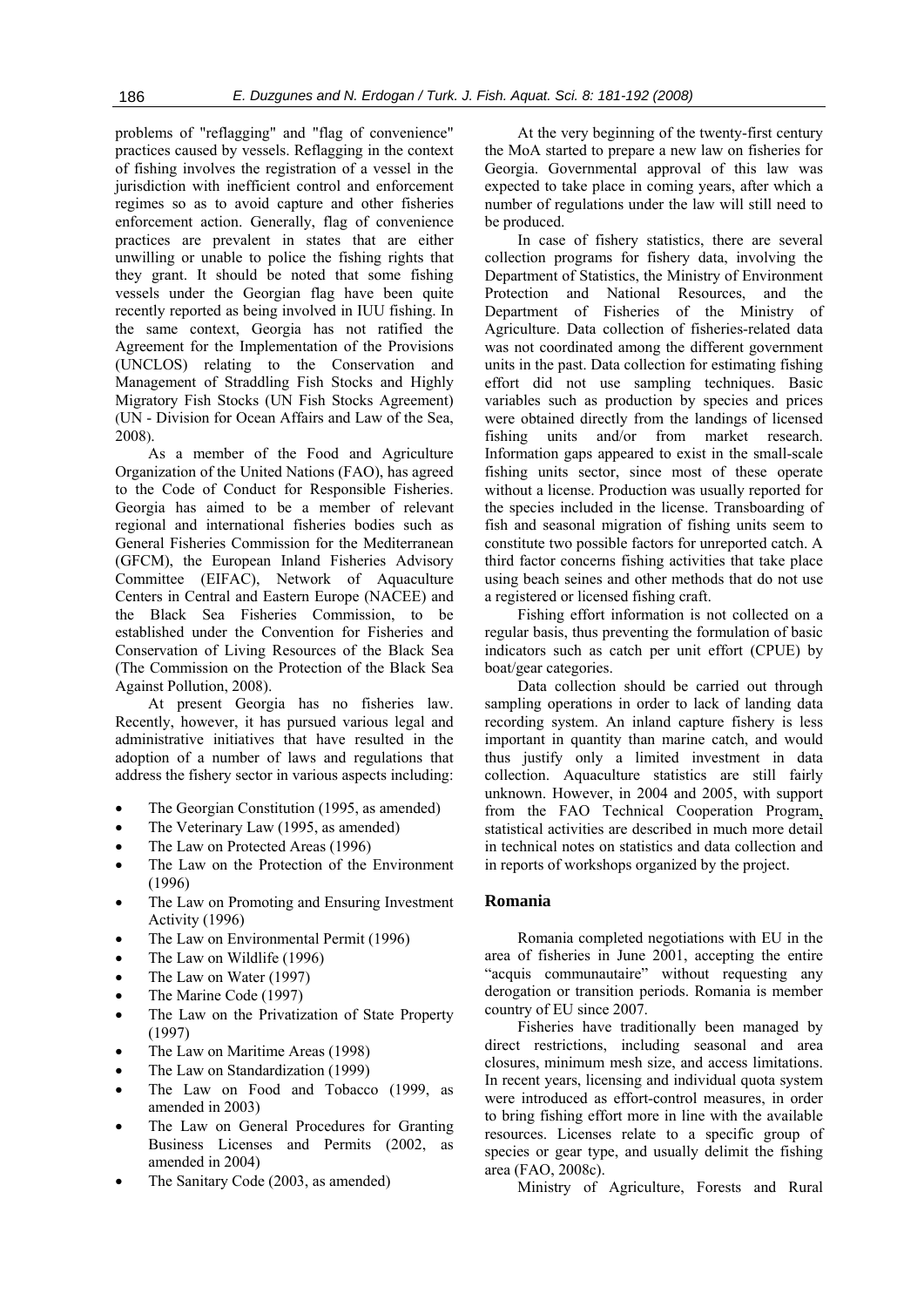problems of "reflagging" and "flag of convenience" practices caused by vessels. Reflagging in the context of fishing involves the registration of a vessel in the jurisdiction with inefficient control and enforcement regimes so as to avoid capture and other fisheries enforcement action. Generally, flag of convenience practices are prevalent in states that are either unwilling or unable to police the fishing rights that they grant. It should be noted that some fishing vessels under the Georgian flag have been quite recently reported as being involved in IUU fishing. In the same context, Georgia has not ratified the Agreement for the Implementation of the Provisions (UNCLOS) relating to the Conservation and Management of Straddling Fish Stocks and Highly Migratory Fish Stocks (UN Fish Stocks Agreement) (UN - Division for Ocean Affairs and Law of the Sea, 2008).

As a member of the Food and Agriculture Organization of the United Nations (FAO), has agreed to the Code of Conduct for Responsible Fisheries. Georgia has aimed to be a member of relevant regional and international fisheries bodies such as General Fisheries Commission for the Mediterranean (GFCM), the European Inland Fisheries Advisory Committee (EIFAC), Network of Aquaculture Centers in Central and Eastern Europe (NACEE) and the Black Sea Fisheries Commission, to be established under the Convention for Fisheries and Conservation of Living Resources of the Black Sea (The Commission on the Protection of the Black Sea Against Pollution, 2008).

At present Georgia has no fisheries law. Recently, however, it has pursued various legal and administrative initiatives that have resulted in the adoption of a number of laws and regulations that address the fishery sector in various aspects including:

- The Georgian Constitution (1995, as amended)
- The Veterinary Law (1995, as amended)
- The Law on Protected Areas (1996)
- The Law on the Protection of the Environment (1996)
- The Law on Promoting and Ensuring Investment Activity (1996)
- The Law on Environmental Permit (1996)
- The Law on Wildlife (1996)
- The Law on Water (1997)
- The Marine Code (1997)
- The Law on the Privatization of State Property (1997)
- The Law on Maritime Areas (1998)
- The Law on Standardization (1999)
- The Law on Food and Tobacco (1999, as amended in 2003)
- The Law on General Procedures for Granting Business Licenses and Permits (2002, as amended in 2004)
- The Sanitary Code (2003, as amended)

At the very beginning of the twenty-first century the MoA started to prepare a new law on fisheries for Georgia. Governmental approval of this law was expected to take place in coming years, after which a number of regulations under the law will still need to be produced.

In case of fishery statistics, there are several collection programs for fishery data, involving the Department of Statistics, the Ministry of Environment Protection and National Resources, and the Department of Fisheries of the Ministry of Agriculture. Data collection of fisheries-related data was not coordinated among the different government units in the past. Data collection for estimating fishing effort did not use sampling techniques. Basic variables such as production by species and prices were obtained directly from the landings of licensed fishing units and/or from market research. Information gaps appeared to exist in the small-scale fishing units sector, since most of these operate without a license. Production was usually reported for the species included in the license. Transboarding of fish and seasonal migration of fishing units seem to constitute two possible factors for unreported catch. A third factor concerns fishing activities that take place using beach seines and other methods that do not use a registered or licensed fishing craft.

Fishing effort information is not collected on a regular basis, thus preventing the formulation of basic indicators such as catch per unit effort (CPUE) by boat/gear categories.

Data collection should be carried out through sampling operations in order to lack of landing data recording system. An inland capture fishery is less important in quantity than marine catch, and would thus justify only a limited investment in data collection. Aquaculture statistics are still fairly unknown. However, in 2004 and 2005, with support from the FAO Technical Cooperation Program, statistical activities are described in much more detail in technical notes on statistics and data collection and in reports of workshops organized by the project.

## Romania

Romania completed negotiations with EU in the area of fisheries in June 2001, accepting the entire "acquis communautaire" without requesting any derogation or transition periods. Romania is member country of EU since 2007.

Fisheries have traditionally been managed by direct restrictions, including seasonal and area closures, minimum mesh size, and access limitations. In recent years, licensing and individual quota system were introduced as effort-control measures, in order to bring fishing effort more in line with the available resources. Licenses relate to a specific group of species or gear type, and usually delimit the fishing area (FAO, 2008c).

Ministry of Agriculture, Forests and Rural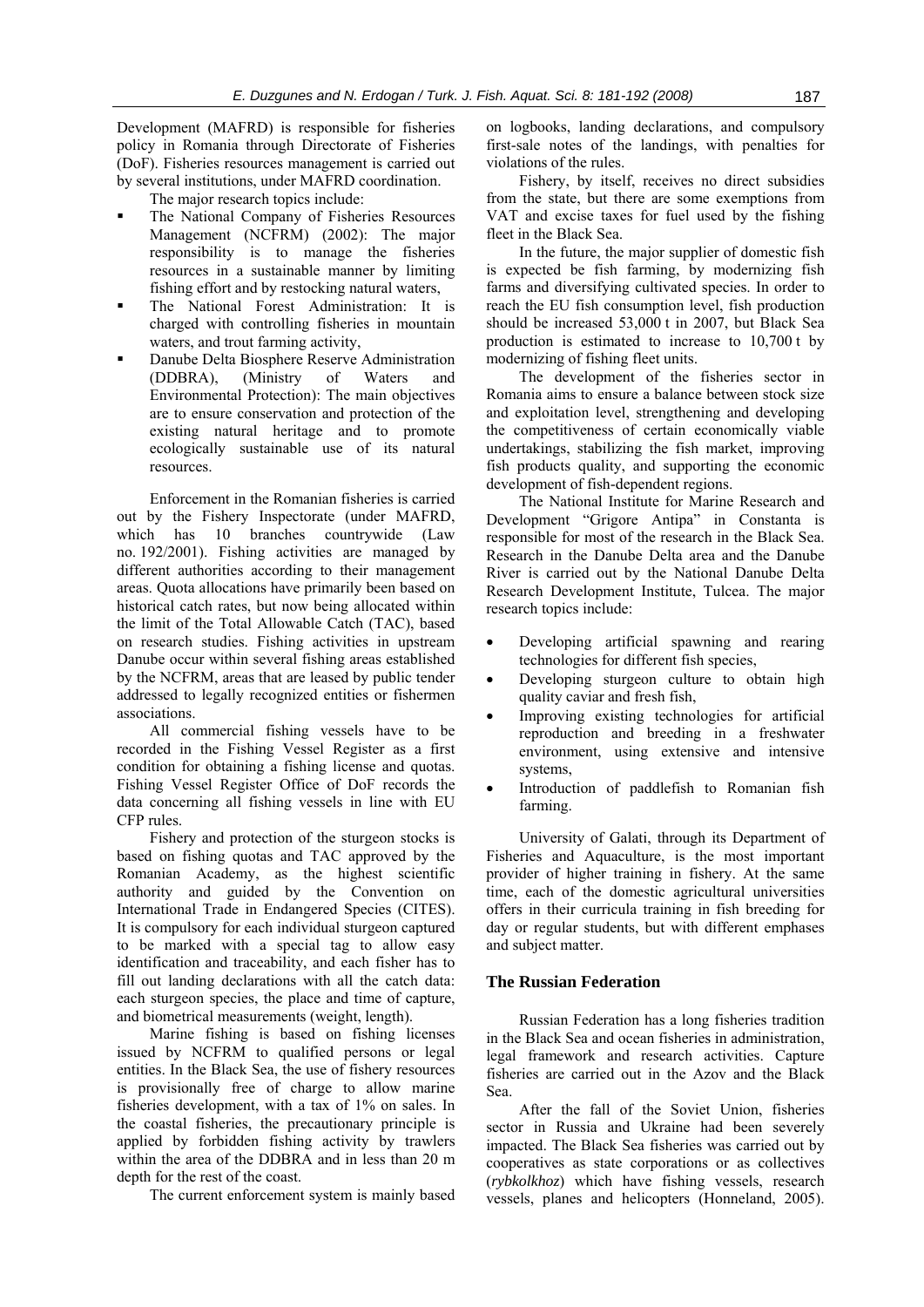Development (MAFRD) is responsible for fisheries policy in Romania through Directorate of Fisheries (DoF). Fisheries resources management is carried out by several institutions, under MAFRD coordination.

The major research topics include:

- The National Company of Fisheries Resources Management (NCFRM) (2002): The major responsibility is to manage the fisheries resources in a sustainable manner by limiting fishing effort and by restocking natural waters,
- The National Forest Administration: It is charged with controlling fisheries in mountain waters, and trout farming activity,
- Danube Delta Biosphere Reserve Administration (DDBRA), (Ministry of Waters and Environmental Protection): The main objectives are to ensure conservation and protection of the existing natural heritage and to promote ecologically sustainable use of its natural resources.

Enforcement in the Romanian fisheries is carried out by the Fishery Inspectorate (under MAFRD, which has 10 branches countrywide (Law no. 192/2001). Fishing activities are managed by different authorities according to their management areas. Quota allocations have primarily been based on historical catch rates, but now being allocated within the limit of the Total Allowable Catch (TAC), based on research studies. Fishing activities in upstream Danube occur within several fishing areas established by the NCFRM, areas that are leased by public tender addressed to legally recognized entities or fishermen associations.

All commercial fishing vessels have to be recorded in the Fishing Vessel Register as a first condition for obtaining a fishing license and quotas. Fishing Vessel Register Office of DoF records the data concerning all fishing vessels in line with EU CFP rules.

Fishery and protection of the sturgeon stocks is based on fishing quotas and TAC approved by the Romanian Academy, as the highest scientific authority and guided by the Convention on International Trade in Endangered Species (CITES). It is compulsory for each individual sturgeon captured to be marked with a special tag to allow easy identification and traceability, and each fisher has to fill out landing declarations with all the catch data: each sturgeon species, the place and time of capture, and biometrical measurements (weight, length).

Marine fishing is based on fishing licenses issued by NCFRM to qualified persons or legal entities. In the Black Sea, the use of fishery resources is provisionally free of charge to allow marine fisheries development, with a tax of 1% on sales. In the coastal fisheries, the precautionary principle is applied by forbidden fishing activity by trawlers within the area of the DDBRA and in less than 20 m depth for the rest of the coast.

The current enforcement system is mainly based on logbooks, landing declarations, and compulsory first-sale notes of the landings, with penalties for violations of the rules.

Fishery, by itself, receives no direct subsidies from the state, but there are some exemptions from VAT and excise taxes for fuel used by the fishing fleet in the Black Sea.

In the future, the major supplier of domestic fish is expected be fish farming, by modernizing fish farms and diversifying cultivated species. In order to reach the EU fish consumption level, fish production should be increased 53,000 t in 2007, but Black Sea production is estimated to increase to 10,700 t by modernizing of fishing fleet units.

The development of the fisheries sector in Romania aims to ensure a balance between stock size and exploitation level, strengthening and developing the competitiveness of certain economically viable undertakings, stabilizing the fish market, improving fish products quality, and supporting the economic development of fish-dependent regions.

The National Institute for Marine Research and Development "Grigore Antipa" in Constanta is responsible for most of the research in the Black Sea. Research in the Danube Delta area and the Danube River is carried out by the National Danube Delta Research Development Institute, Tulcea. The major research topics include:

- Developing artificial spawning and rearing technologies for different fish species,
- Developing sturgeon culture to obtain high quality caviar and fresh fish,
- Improving existing technologies for artificial reproduction and breeding in a freshwater environment, using extensive and intensive systems,
- Introduction of paddlefish to Romanian fish farming.

University of Galati, through its Department of Fisheries and Aquaculture, is the most important provider of higher training in fishery. At the same time, each of the domestic agricultural universities offers in their curricula training in fish breeding for day or regular students, but with different emphases and subject matter.

## The Russian Federation

Russian Federation has a long fisheries tradition in the Black Sea and ocean fisheries in administration, legal framework and research activities. Capture fisheries are carried out in the Azov and the Black Sea.

After the fall of the Soviet Union, fisheries sector in Russia and Ukraine had been severely impacted. The Black Sea fisheries was carried out by cooperatives as state corporations or as collectives (*rybkolkhoz*) which have fishing vessels, research vessels, planes and helicopters (Honneland, 2005).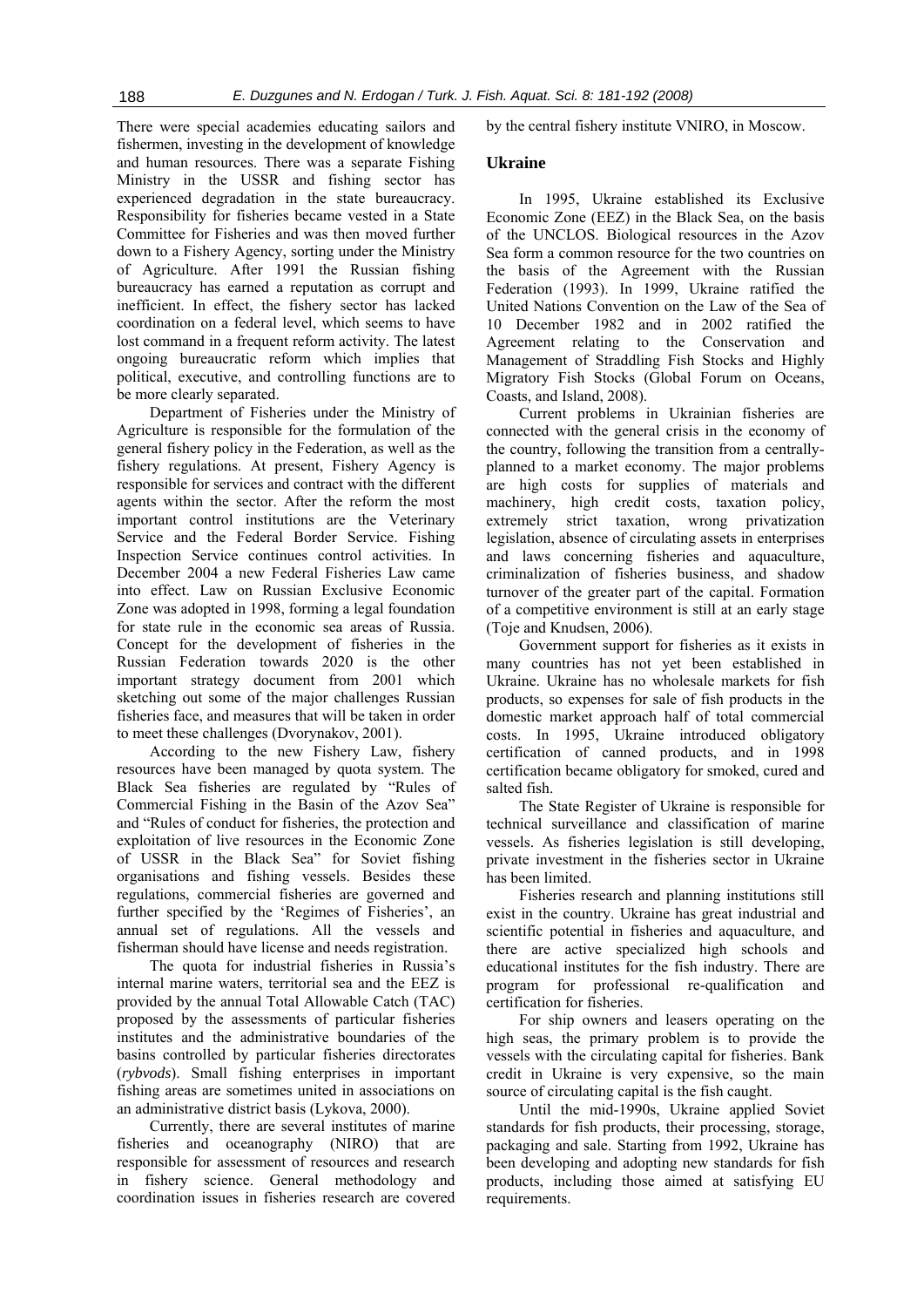There were special academies educating sailors and fishermen, investing in the development of knowledge and human resources. There was a separate Fishing Ministry in the USSR and fishing sector has experienced degradation in the state bureaucracy. Responsibility for fisheries became vested in a State Committee for Fisheries and was then moved further down to a Fishery Agency, sorting under the Ministry of Agriculture. After 1991 the Russian fishing bureaucracy has earned a reputation as corrupt and inefficient. In effect, the fishery sector has lacked coordination on a federal level, which seems to have lost command in a frequent reform activity. The latest ongoing bureaucratic reform which implies that political, executive, and controlling functions are to be more clearly separated.

Department of Fisheries under the Ministry of Agriculture is responsible for the formulation of the general fishery policy in the Federation, as well as the fishery regulations. At present, Fishery Agency is responsible for services and contract with the different agents within the sector. After the reform the most important control institutions are the Veterinary Service and the Federal Border Service. Fishing Inspection Service continues control activities. In December 2004 a new Federal Fisheries Law came into effect. Law on Russian Exclusive Economic Zone was adopted in 1998, forming a legal foundation for state rule in the economic sea areas of Russia. Concept for the development of fisheries in the Russian Federation towards 2020 is the other important strategy document from 2001 which sketching out some of the major challenges Russian fisheries face, and measures that will be taken in order to meet these challenges (Dvorynakov, 2001).

According to the new Fishery Law, fishery resources have been managed by quota system. The Black Sea fisheries are regulated by "Rules of Commercial Fishing in the Basin of the Azov Sea" and "Rules of conduct for fisheries, the protection and exploitation of live resources in the Economic Zone of USSR in the Black Sea" for Soviet fishing organisations and fishing vessels. Besides these regulations, commercial fisheries are governed and further specified by the 'Regimes of Fisheries', an annual set of regulations. All the vessels and fisherman should have license and needs registration.

The quota for industrial fisheries in Russia's internal marine waters, territorial sea and the EEZ is provided by the annual Total Allowable Catch (TAC) proposed by the assessments of particular fisheries institutes and the administrative boundaries of the basins controlled by particular fisheries directorates (*rybvods*). Small fishing enterprises in important fishing areas are sometimes united in associations on an administrative district basis (Lykova, 2000).

Currently, there are several institutes of marine fisheries and oceanography (NIRO) that are responsible for assessment of resources and research in fishery science. General methodology and coordination issues in fisheries research are covered by the central fishery institute VNIRO, in Moscow.

## Ukraine

In 1995, Ukraine established its Exclusive Economic Zone (EEZ) in the Black Sea, on the basis of the UNCLOS. Biological resources in the Azov Sea form a common resource for the two countries on the basis of the Agreement with the Russian Federation (1993). In 1999, Ukraine ratified the United Nations Convention on the Law of the Sea of 10 December 1982 and in 2002 ratified the Agreement relating to the Conservation and Management of Straddling Fish Stocks and Highly Migratory Fish Stocks (Global Forum on Oceans, Coasts, and Island, 2008).

Current problems in Ukrainian fisheries are connected with the general crisis in the economy of the country, following the transition from a centrally-planned to a market economy. The major problems are high costs for supplies of materials and machinery, high credit costs, taxation policy, extremely strict taxation, wrong privatization legislation, absence of circulating assets in enterprises and laws concerning fisheries and aquaculture, criminalization of fisheries business, and shadow turnover of the greater part of the capital. Formation of a competitive environment is still at an early stage (Toje and Knudsen, 2006).

Government support for fisheries as it exists in many countries has not yet been established in Ukraine. Ukraine has no wholesale markets for fish products, so expenses for sale of fish products in the domestic market approach half of total commercial costs. In 1995, Ukraine introduced obligatory certification of canned products, and in 1998 certification became obligatory for smoked, cured and salted fish.

The State Register of Ukraine is responsible for technical surveillance and classification of marine vessels. As fisheries legislation is still developing, private investment in the fisheries sector in Ukraine has been limited.

Fisheries research and planning institutions still exist in the country. Ukraine has great industrial and scientific potential in fisheries and aquaculture, and there are active specialized high schools and educational institutes for the fish industry. There are program for professional re-qualification and certification for fisheries.

For ship owners and leasers operating on the high seas, the primary problem is to provide the vessels with the circulating capital for fisheries. Bank credit in Ukraine is very expensive, so the main source of circulating capital is the fish caught.

Until the mid-1990s, Ukraine applied Soviet standards for fish products, their processing, storage, packaging and sale. Starting from 1992, Ukraine has been developing and adopting new standards for fish products, including those aimed at satisfying EU requirements.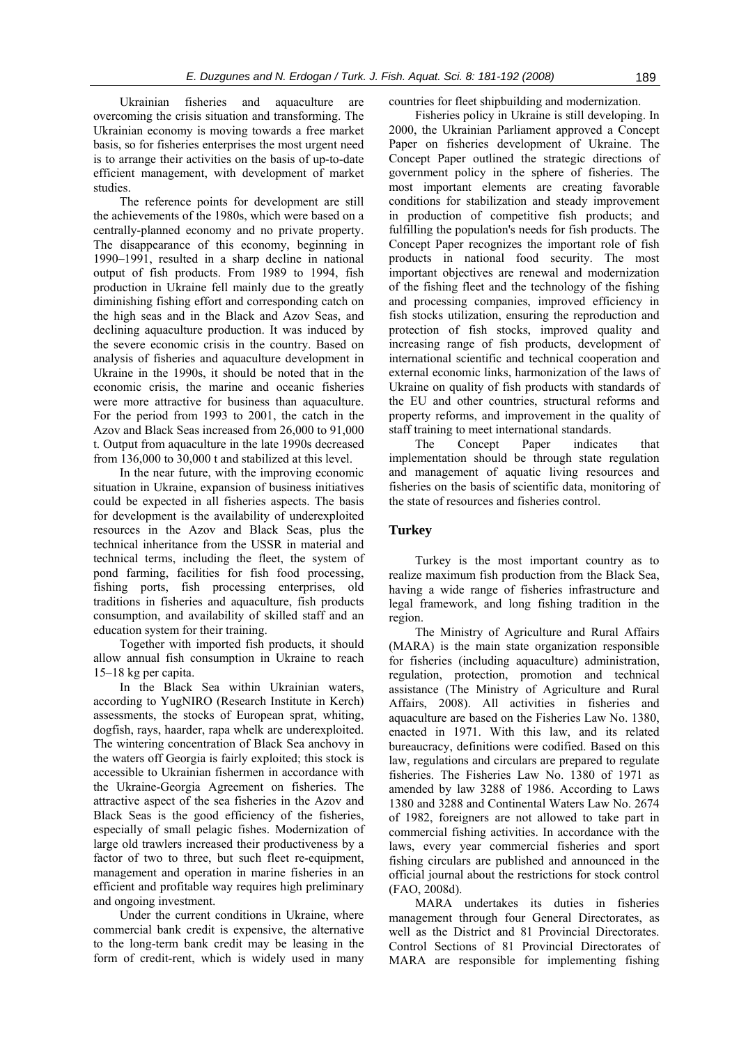Ukrainian fisheries and aquaculture are overcoming the crisis situation and transforming. The Ukrainian economy is moving towards a free market basis, so for fisheries enterprises the most urgent need is to arrange their activities on the basis of up-to-date efficient management, with development of market studies.

The reference points for development are still the achievements of the 1980s, which were based on a centrally-planned economy and no private property. The disappearance of this economy, beginning in 1990–1991, resulted in a sharp decline in national output of fish products. From 1989 to 1994, fish production in Ukraine fell mainly due to the greatly diminishing fishing effort and corresponding catch on the high seas and in the Black and Azov Seas, and declining aquaculture production. It was induced by the severe economic crisis in the country. Based on analysis of fisheries and aquaculture development in Ukraine in the 1990s, it should be noted that in the economic crisis, the marine and oceanic fisheries were more attractive for business than aquaculture. For the period from 1993 to 2001, the catch in the Azov and Black Seas increased from 26,000 to 91,000 t. Output from aquaculture in the late 1990s decreased from 136,000 to 30,000 t and stabilized at this level.

In the near future, with the improving economic situation in Ukraine, expansion of business initiatives could be expected in all fisheries aspects. The basis for development is the availability of underexploited resources in the Azov and Black Seas, plus the technical inheritance from the USSR in material and technical terms, including the fleet, the system of pond farming, facilities for fish food processing, fishing ports, fish processing enterprises, old traditions in fisheries and aquaculture, fish products consumption, and availability of skilled staff and an education system for their training.

Together with imported fish products, it should allow annual fish consumption in Ukraine to reach 15–18 kg per capita.

In the Black Sea within Ukrainian waters, according to YugNIRO (Research Institute in Kerch) assessments, the stocks of European sprat, whiting, dogfish, rays, haarder, rapa whelk are underexploited. The wintering concentration of Black Sea anchovy in the waters off Georgia is fairly exploited; this stock is accessible to Ukrainian fishermen in accordance with the Ukraine-Georgia Agreement on fisheries. The attractive aspect of the sea fisheries in the Azov and Black Seas is the good efficiency of the fisheries, especially of small pelagic fishes. Modernization of large old trawlers increased their productiveness by a factor of two to three, but such fleet re-equipment, management and operation in marine fisheries in an efficient and profitable way requires high preliminary and ongoing investment.

Under the current conditions in Ukraine, where commercial bank credit is expensive, the alternative to the long-term bank credit may be leasing in the form of credit-rent, which is widely used in many countries for fleet shipbuilding and modernization.

Fisheries policy in Ukraine is still developing. In 2000, the Ukrainian Parliament approved a Concept Paper on fisheries development of Ukraine. The Concept Paper outlined the strategic directions of government policy in the sphere of fisheries. The most important elements are creating favorable conditions for stabilization and steady improvement in production of competitive fish products; and fulfilling the population's needs for fish products. The Concept Paper recognizes the important role of fish products in national food security. The most important objectives are renewal and modernization of the fishing fleet and the technology of the fishing and processing companies, improved efficiency in fish stocks utilization, ensuring the reproduction and protection of fish stocks, improved quality and increasing range of fish products, development of international scientific and technical cooperation and external economic links, harmonization of the laws of Ukraine on quality of fish products with standards of the EU and other countries, structural reforms and property reforms, and improvement in the quality of staff training to meet international standards.

The Concept Paper indicates that implementation should be through state regulation and management of aquatic living resources and fisheries on the basis of scientific data, monitoring of the state of resources and fisheries control.

## Turkey

Turkey is the most important country as to realize maximum fish production from the Black Sea, having a wide range of fisheries infrastructure and legal framework, and long fishing tradition in the region.

The Ministry of Agriculture and Rural Affairs (MARA) is the main state organization responsible for fisheries (including aquaculture) administration, regulation, protection, promotion and technical assistance (The Ministry of Agriculture and Rural Affairs, 2008). All activities in fisheries and aquaculture are based on the Fisheries Law No. 1380, enacted in 1971. With this law, and its related bureaucracy, definitions were codified. Based on this law, regulations and circulars are prepared to regulate fisheries. The Fisheries Law No. 1380 of 1971 as amended by law 3288 of 1986. According to Laws 1380 and 3288 and Continental Waters Law No. 2674 of 1982, foreigners are not allowed to take part in commercial fishing activities. In accordance with the laws, every year commercial fisheries and sport fishing circulars are published and announced in the official journal about the restrictions for stock control (FAO, 2008d).

MARA undertakes its duties in fisheries management through four General Directorates, as well as the District and 81 Provincial Directorates. Control Sections of 81 Provincial Directorates of MARA are responsible for implementing fishing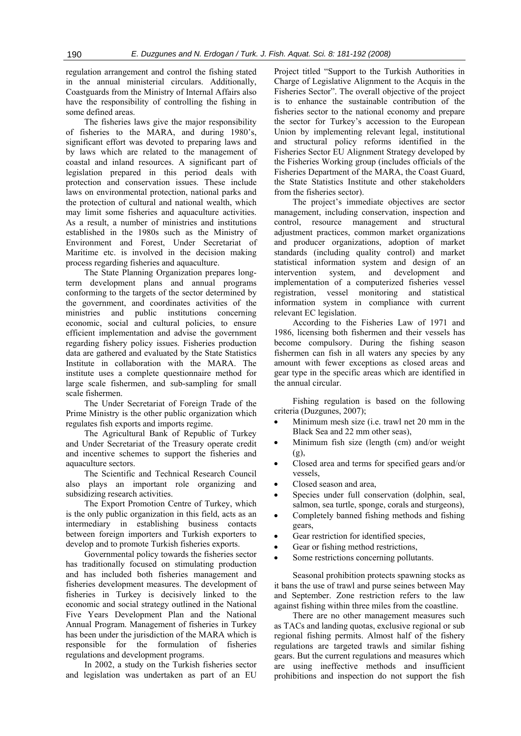regulation arrangement and control the fishing stated in the annual ministerial circulars. Additionally, Coastguards from the Ministry of Internal Affairs also have the responsibility of controlling the fishing in some defined areas.

The fisheries laws give the major responsibility of fisheries to the MARA, and during 1980's, significant effort was devoted to preparing laws and by laws which are related to the management of coastal and inland resources. A significant part of legislation prepared in this period deals with protection and conservation issues. These include laws on environmental protection, national parks and the protection of cultural and national wealth, which may limit some fisheries and aquaculture activities. As a result, a number of ministries and institutions established in the 1980s such as the Ministry of Environment and Forest, Under Secretariat of Maritime etc. is involved in the decision making process regarding fisheries and aquaculture.

The State Planning Organization prepares long-term development plans and annual programs conforming to the targets of the sector determined by the government, and coordinates activities of the ministries and public institutions concerning economic, social and cultural policies, to ensure efficient implementation and advise the government regarding fishery policy issues. Fisheries production data are gathered and evaluated by the State Statistics Institute in collaboration with the MARA. The institute uses a complete questionnaire method for large scale fishermen, and sub-sampling for small scale fishermen.

The Under Secretariat of Foreign Trade of the Prime Ministry is the other public organization which regulates fish exports and imports regime.

The Agricultural Bank of Republic of Turkey and Under Secretariat of the Treasury operate credit and incentive schemes to support the fisheries and aquaculture sectors.

The Scientific and Technical Research Council also plays an important role organizing and subsidizing research activities.

The Export Promotion Centre of Turkey, which is the only public organization in this field, acts as an intermediary in establishing business contacts between foreign importers and Turkish exporters to develop and to promote Turkish fisheries exports.

Governmental policy towards the fisheries sector has traditionally focused on stimulating production and has included both fisheries management and fisheries development measures. The development of fisheries in Turkey is decisively linked to the economic and social strategy outlined in the National Five Years Development Plan and the National Annual Program. Management of fisheries in Turkey has been under the jurisdiction of the MARA which is responsible for the formulation of fisheries regulations and development programs.

In 2002, a study on the Turkish fisheries sector and legislation was undertaken as part of an EU Project titled "Support to the Turkish Authorities in Charge of Legislative Alignment to the Acquis in the Fisheries Sector". The overall objective of the project is to enhance the sustainable contribution of the fisheries sector to the national economy and prepare the sector for Turkey's accession to the European Union by implementing relevant legal, institutional and structural policy reforms identified in the Fisheries Sector EU Alignment Strategy developed by the Fisheries Working group (includes officials of the Fisheries Department of the MARA, the Coast Guard, the State Statistics Institute and other stakeholders from the fisheries sector).

The project's immediate objectives are sector management, including conservation, inspection and control, resource management and structural adjustment practices, common market organizations and producer organizations, adoption of market standards (including quality control) and market statistical information system and design of an intervention system, and development and implementation of a computerized fisheries vessel registration, vessel monitoring and statistical information system in compliance with current relevant EC legislation.

According to the Fisheries Law of 1971 and 1986, licensing both fishermen and their vessels has become compulsory. During the fishing season fishermen can fish in all waters any species by any amount with fewer exceptions as closed areas and gear type in the specific areas which are identified in the annual circular.

Fishing regulation is based on the following criteria (Duzgunes, 2007);

- Minimum mesh size (i.e. trawl net 20 mm in the Black Sea and 22 mm other seas),
- Minimum fish size (length (cm) and/or weight (g),
- Closed area and terms for specified gears and/or vessels,
- Closed season and area,
- Species under full conservation (dolphin, seal, salmon, sea turtle, sponge, corals and sturgeons),
- Completely banned fishing methods and fishing gears,
- Gear restriction for identified species,
- Gear or fishing method restrictions,
- Some restrictions concerning pollutants.

Seasonal prohibition protects spawning stocks as it bans the use of trawl and purse seines between May and September. Zone restriction refers to the law against fishing within three miles from the coastline.

There are no other management measures such as TACs and landing quotas, exclusive regional or sub regional fishing permits. Almost half of the fishery regulations are targeted trawls and similar fishing gears. But the current regulations and measures which are using ineffective methods and insufficient prohibitions and inspection do not support the fish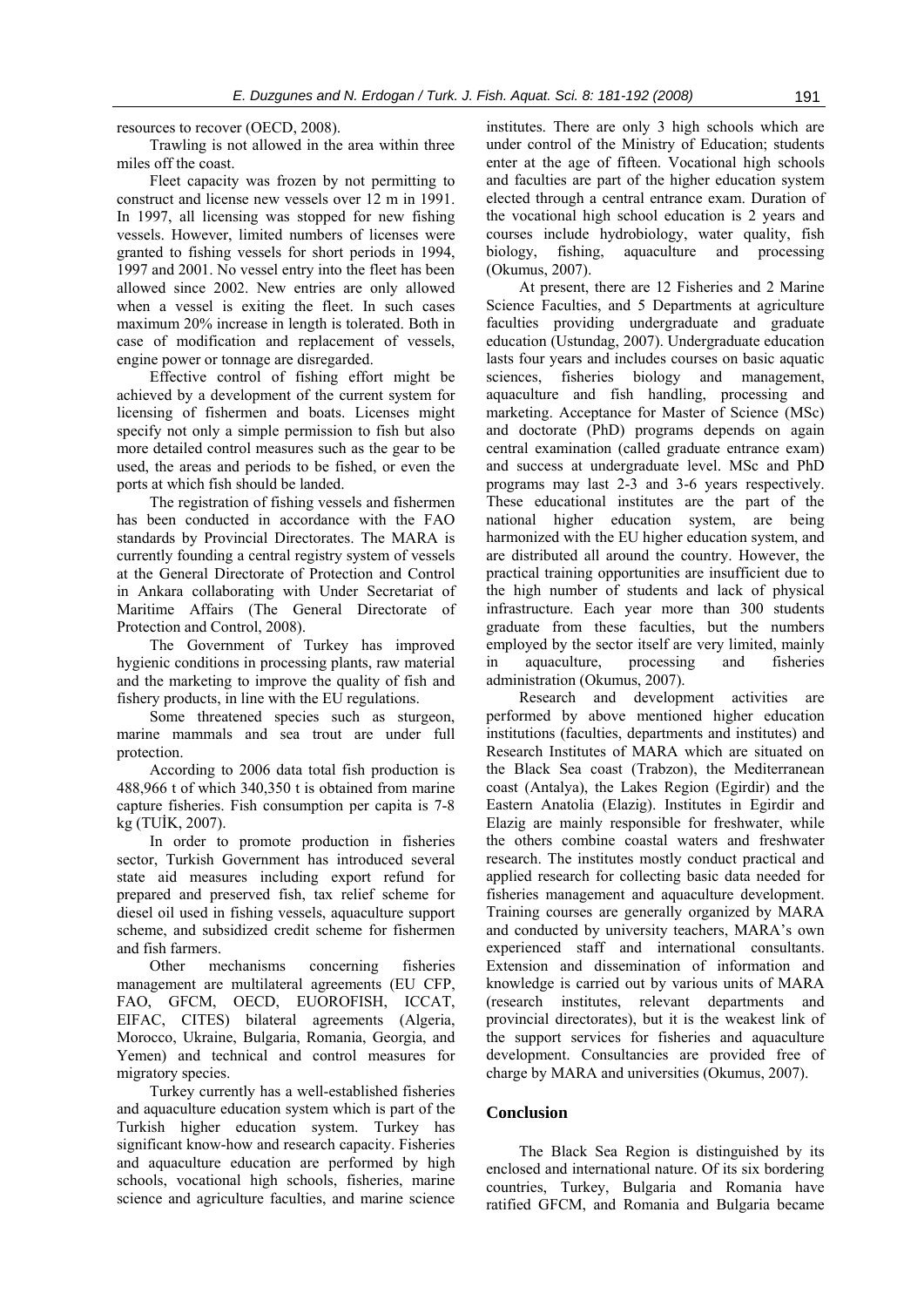resources to recover (OECD, 2008).

Trawling is not allowed in the area within three miles off the coast.

Fleet capacity was frozen by not permitting to construct and license new vessels over 12 m in 1991. In 1997, all licensing was stopped for new fishing vessels. However, limited numbers of licenses were granted to fishing vessels for short periods in 1994, 1997 and 2001. No vessel entry into the fleet has been allowed since 2002. New entries are only allowed when a vessel is exiting the fleet. In such cases maximum 20% increase in length is tolerated. Both in case of modification and replacement of vessels, engine power or tonnage are disregarded.

Effective control of fishing effort might be achieved by a development of the current system for licensing of fishermen and boats. Licenses might specify not only a simple permission to fish but also more detailed control measures such as the gear to be used, the areas and periods to be fished, or even the ports at which fish should be landed.

The registration of fishing vessels and fishermen has been conducted in accordance with the FAO standards by Provincial Directorates. The MARA is currently founding a central registry system of vessels at the General Directorate of Protection and Control in Ankara collaborating with Under Secretariat of Maritime Affairs (The General Directorate of Protection and Control, 2008).

The Government of Turkey has improved hygienic conditions in processing plants, raw material and the marketing to improve the quality of fish and fishery products, in line with the EU regulations.

Some threatened species such as sturgeon, marine mammals and sea trout are under full protection.

According to 2006 data total fish production is 488,966 t of which 340,350 t is obtained from marine capture fisheries. Fish consumption per capita is 7-8 kg (TUİK, 2007).

In order to promote production in fisheries sector, Turkish Government has introduced several state aid measures including export refund for prepared and preserved fish, tax relief scheme for diesel oil used in fishing vessels, aquaculture support scheme, and subsidized credit scheme for fishermen and fish farmers.

Other mechanisms concerning fisheries management are multilateral agreements (EU CFP, FAO, GFCM, OECD, EUOROFISH, ICCAT, EIFAC, CITES) bilateral agreements (Algeria, Morocco, Ukraine, Bulgaria, Romania, Georgia, and Yemen) and technical and control measures for migratory species.

Turkey currently has a well-established fisheries and aquaculture education system which is part of the Turkish higher education system. Turkey has significant know-how and research capacity. Fisheries and aquaculture education are performed by high schools, vocational high schools, fisheries, marine science and agriculture faculties, and marine science institutes. There are only 3 high schools which are under control of the Ministry of Education; students enter at the age of fifteen. Vocational high schools and faculties are part of the higher education system elected through a central entrance exam. Duration of the vocational high school education is 2 years and courses include hydrobiology, water quality, fish biology, fishing, aquaculture and processing (Okumus, 2007).

At present, there are 12 Fisheries and 2 Marine Science Faculties, and 5 Departments at agriculture faculties providing undergraduate and graduate education (Ustundag, 2007). Undergraduate education lasts four years and includes courses on basic aquatic sciences, fisheries biology and management, aquaculture and fish handling, processing and marketing. Acceptance for Master of Science (MSc) and doctorate (PhD) programs depends on again central examination (called graduate entrance exam) and success at undergraduate level. MSc and PhD programs may last 2-3 and 3-6 years respectively. These educational institutes are the part of the national higher education system, are being harmonized with the EU higher education system, and are distributed all around the country. However, the practical training opportunities are insufficient due to the high number of students and lack of physical infrastructure. Each year more than 300 students graduate from these faculties, but the numbers employed by the sector itself are very limited, mainly in aquaculture, processing and fisheries administration (Okumus, 2007).

Research and development activities are performed by above mentioned higher education institutions (faculties, departments and institutes) and Research Institutes of MARA which are situated on the Black Sea coast (Trabzon), the Mediterranean coast (Antalya), the Lakes Region (Egirdir) and the Eastern Anatolia (Elazig). Institutes in Egirdir and Elazig are mainly responsible for freshwater, while the others combine coastal waters and freshwater research. The institutes mostly conduct practical and applied research for collecting basic data needed for fisheries management and aquaculture development. Training courses are generally organized by MARA and conducted by university teachers, MARA's own experienced staff and international consultants. Extension and dissemination of information and knowledge is carried out by various units of MARA (research institutes, relevant departments and provincial directorates), but it is the weakest link of the support services for fisheries and aquaculture development. Consultancies are provided free of charge by MARA and universities (Okumus, 2007).

## Conclusion

The Black Sea Region is distinguished by its enclosed and international nature. Of its six bordering countries, Turkey, Bulgaria and Romania have ratified GFCM, and Romania and Bulgaria became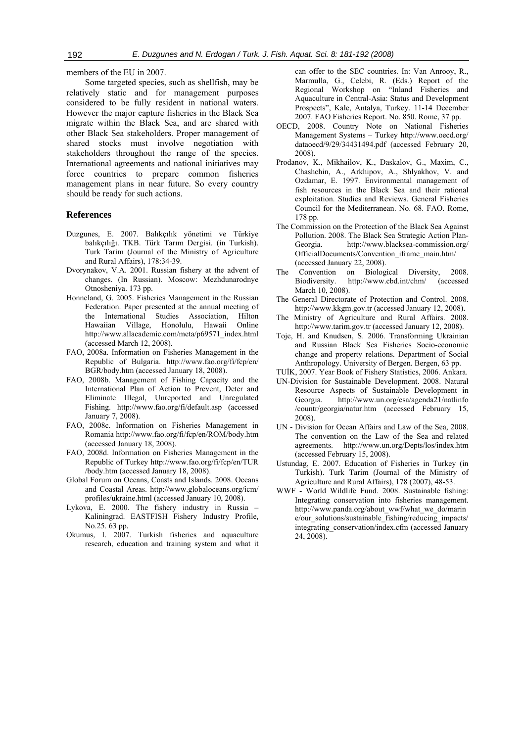members of the EU in 2007.

Some targeted species, such as shellfish, may be relatively static and for management purposes considered to be fully resident in national waters. However the major capture fisheries in the Black Sea migrate within the Black Sea, and are shared with other Black Sea stakeholders. Proper management of shared stocks must involve negotiation with stakeholders throughout the range of the species. International agreements and national initiatives may force countries to prepare common fisheries management plans in near future. So every country should be ready for such actions.

## References

- Duzgunes, E. 2007. Balıkçılık yönetimi ve Türkiye balıkçılığı. TKB. Türk Tarım Dergisi. (in Turkish). Turk Tarim (Journal of the Ministry of Agriculture and Rural Affairs), 178:34-39.
- Dvorynakov, V.A. 2001. Russian fishery at the advent of changes. (In Russian). Moscow: Mezhdunarodnye Otnosheniya. 173 pp.
- Honneland, G. 2005. Fisheries Management in the Russian Federation. Paper presented at the annual meeting of the International Studies Association, Hilton Hawaiian Village, Honolulu, Hawaii Online http://www.allacademic.com/meta/p69571_index.html (accessed March 12, 2008).
- FAO, 2008a. Information on Fisheries Management in the Republic of Bulgaria. http://www.fao.org/fi/fcp/en/BGR/body.htm (accessed January 18, 2008).
- FAO, 2008b. Management of Fishing Capacity and the International Plan of Action to Prevent, Deter and Eliminate Illegal, Unreported and Unregulated Fishing. http://www.fao.org/fi/default.asp (accessed January 7, 2008).
- FAO, 2008c. Information on Fisheries Management in Romania http://www.fao.org/fi/fcp/en/ROM/body.htm (accessed January 18, 2008).
- FAO, 2008d. Information on Fisheries Management in the Republic of Turkey http://www.fao.org/fi/fcp/en/TUR/body.htm (accessed January 18, 2008).
- Global Forum on Oceans, Coasts and Islands. 2008. Oceans and Coastal Areas. http://www.globaloceans.org/icm/profiles/ukraine.html (accessed January 10, 2008).
- Lykova, E. 2000. The fishery industry in Russia – Kaliningrad. EASTFISH Fishery Industry Profile, No.25. 63 pp.
- Okumus, I. 2007. Turkish fisheries and aquaculture research, education and training system and what it can offer to the SEC countries. In: Van Anrooy, R., Marmulla, G., Celebi, R. (Eds.) Report of the Regional Workshop on "Inland Fisheries and Aquaculture in Central-Asia: Status and Development Prospects", Kale, Antalya, Turkey. 11-14 December 2007. FAO Fisheries Report. No. 850. Rome, 37 pp.
- OECD, 2008. Country Note on National Fisheries Management Systems – Turkey http://www.oecd.org/dataoecd/9/29/34431494.pdf (accessed February 20, 2008).
- Prodanov, K., Mikhailov, K., Daskalov, G., Maxim, C., Chashchin, A., Arkhipov, A., Shlyakhov, V. and Ozdamar, E. 1997. Environmental management of fish resources in the Black Sea and their rational exploitation. Studies and Reviews. General Fisheries Council for the Mediterranean. No. 68. FAO. Rome, 178 pp.
- The Commission on the Protection of the Black Sea Against Pollution. 2008. The Black Sea Strategic Action Plan-Georgia. http://www.blacksea-commission.org/OfficialDocuments/Convention_iframe_main.htm/ (accessed January 22, 2008).
- The Convention on Biological Diversity, 2008. Biodiversity. http://www.cbd.int/chm/ (accessed March 10, 2008).
- The General Directorate of Protection and Control. 2008. http://www.kkgm.gov.tr (accessed January 12, 2008).
- The Ministry of Agriculture and Rural Affairs. 2008. http://www.tarim.gov.tr (accessed January 12, 2008).
- Toje, H. and Knudsen, S. 2006. Transforming Ukrainian and Russian Black Sea Fisheries Socio-economic change and property relations. Department of Social Anthropology. University of Bergen. Bergen, 63 pp.
- TUİK, 2007. Year Book of Fishery Statistics, 2006. Ankara.
- UN-Division for Sustainable Development. 2008. Natural Resource Aspects of Sustainable Development in Georgia. http://www.un.org/esa/agenda21/natlinfo/countr/georgia/natur.htm (accessed February 15, 2008).
- UN - Division for Ocean Affairs and Law of the Sea, 2008. The convention on the Law of the Sea and related agreements. http://www.un.org/Depts/los/index.htm (accessed February 15, 2008).
- Ustundag, E. 2007. Education of Fisheries in Turkey (in Turkish). Turk Tarim (Journal of the Ministry of Agriculture and Rural Affairs), 178 (2007), 48-53.
- WWF - World Wildlife Fund. 2008. Sustainable fishing: Integrating conservation into fisheries management. http://www.panda.org/about_wwf/what_we_do/marine/our_solutions/sustainable_fishing/reducing_impacts/integrating_conservation/index.cfm (accessed January 24, 2008).